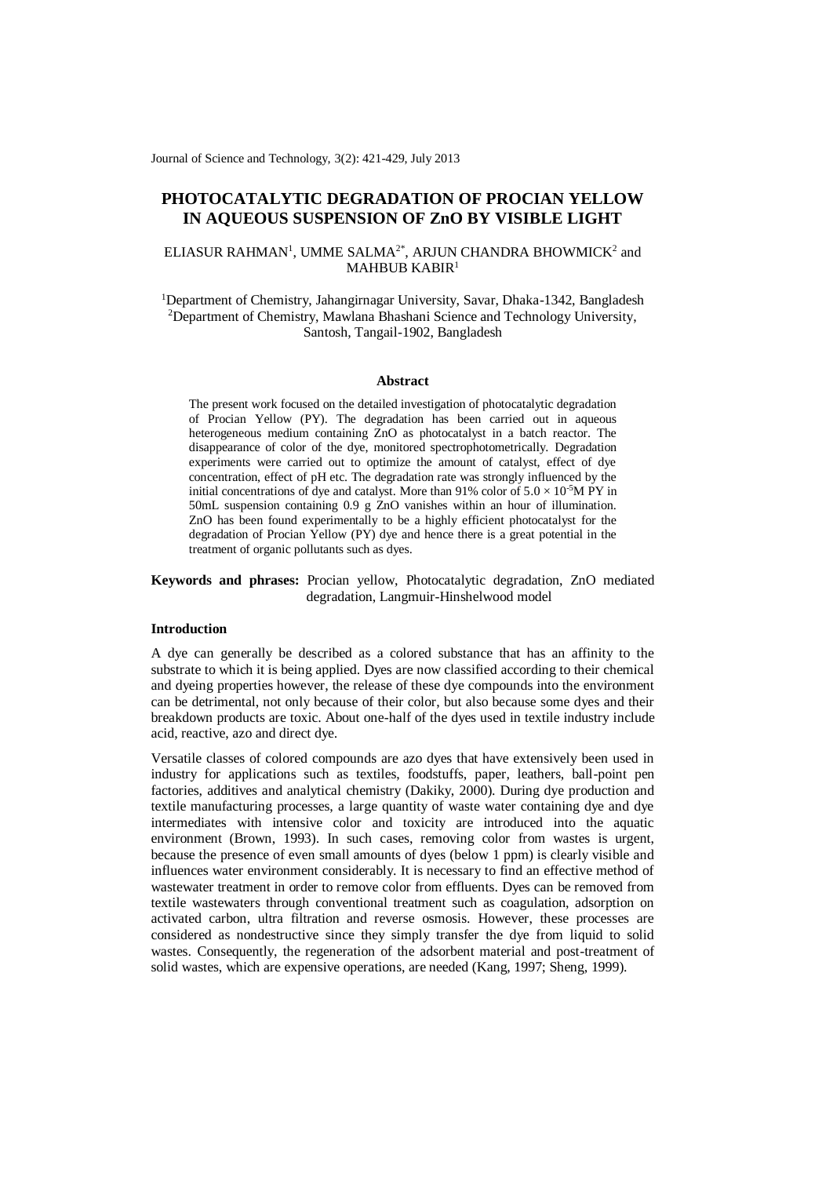# PHOTOCATALYTIC DEGRADATION OF PROCIAN YELLOW IN AQUEOUS SUSPENSION OF ZnO BY VISIBLE LIGHT

ELIASUR RAHMAN[1], UMME SALMA[2*], ARJUN CHANDRA BHOWMICK[2] and MAHBUB KABIR[1]

[1]Department of Chemistry, Jahangirnagar University, Savar, Dhaka-1342, Bangladesh
[2]Department of Chemistry, Mawlana Bhashani Science and Technology University, Santosh, Tangail-1902, Bangladesh

### Abstract

The present work focused on the detailed investigation of photocatalytic degradation of Procian Yellow (PY). The degradation has been carried out in aqueous heterogeneous medium containing ZnO as photocatalyst in a batch reactor. The disappearance of color of the dye, monitored spectrophotometrically. Degradation experiments were carried out to optimize the amount of catalyst, effect of dye concentration, effect of pH etc. The degradation rate was strongly influenced by the initial concentrations of dye and catalyst. More than 91% color of $5.0 \times 10^{-5}$M PY in 50mL suspension containing 0.9 g ZnO vanishes within an hour of illumination. ZnO has been found experimentally to be a highly efficient photocatalyst for the degradation of Procian Yellow (PY) dye and hence there is a great potential in the treatment of organic pollutants such as dyes.

**Keywords and phrases:** Procian yellow, Photocatalytic degradation, ZnO mediated degradation, Langmuir-Hinshelwood model

### Introduction

A dye can generally be described as a colored substance that has an affinity to the substrate to which it is being applied. Dyes are now classified according to their chemical and dyeing properties however, the release of these dye compounds into the environment can be detrimental, not only because of their color, but also because some dyes and their breakdown products are toxic. About one-half of the dyes used in textile industry include acid, reactive, azo and direct dye.

Versatile classes of colored compounds are azo dyes that have extensively been used in industry for applications such as textiles, foodstuffs, paper, leathers, ball-point pen factories, additives and analytical chemistry (Dakiky, 2000). During dye production and textile manufacturing processes, a large quantity of waste water containing dye and dye intermediates with intensive color and toxicity are introduced into the aquatic environment (Brown, 1993). In such cases, removing color from wastes is urgent, because the presence of even small amounts of dyes (below 1 ppm) is clearly visible and influences water environment considerably. It is necessary to find an effective method of wastewater treatment in order to remove color from effluents. Dyes can be removed from textile wastewaters through conventional treatment such as coagulation, adsorption on activated carbon, ultra filtration and reverse osmosis. However, these processes are considered as nondestructive since they simply transfer the dye from liquid to solid wastes. Consequently, the regeneration of the adsorbent material and post-treatment of solid wastes, which are expensive operations, are needed (Kang, 1997; Sheng, 1999).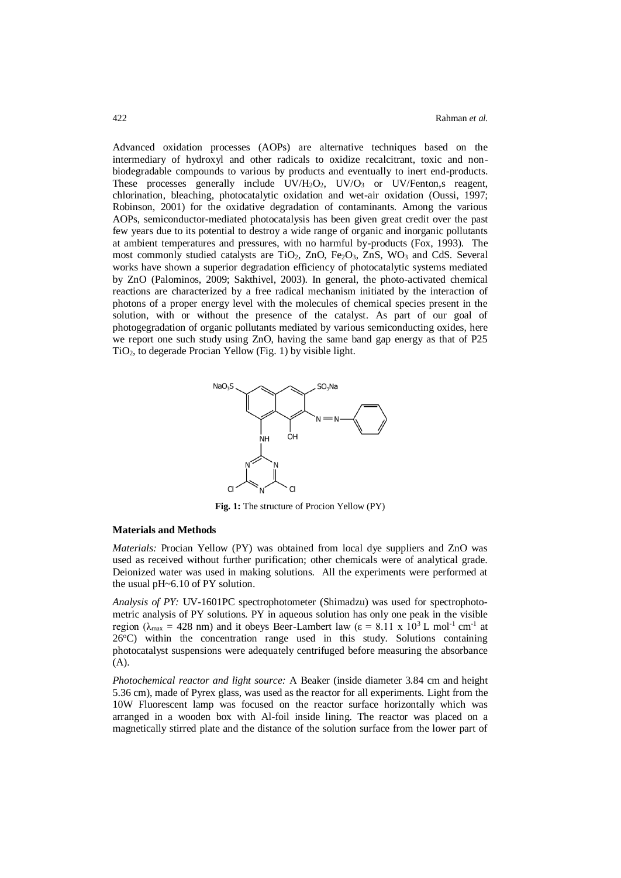Advanced oxidation processes (AOPs) are alternative techniques based on the intermediary of hydroxyl and other radicals to oxidize recalcitrant, toxic and non-biodegradable compounds to various by products and eventually to inert end-products. These processes generally include $UV/H_2O_2$, $UV/O_3$ or UV/Fenton,s reagent, chlorination, bleaching, photocatalytic oxidation and wet-air oxidation (Oussi, 1997; Robinson, 2001) for the oxidative degradation of contaminants. Among the various AOPs, semiconductor-mediated photocatalysis has been given great credit over the past few years due to its potential to destroy a wide range of organic and inorganic pollutants at ambient temperatures and pressures, with no harmful by-products (Fox, 1993). The most commonly studied catalysts are $TiO_2$, ZnO, $Fe_2O_3$, ZnS, $WO_3$ and CdS. Several works have shown a superior degradation efficiency of photocatalytic systems mediated by ZnO (Palominos, 2009; Sakthivel, 2003). In general, the photo-activated chemical reactions are characterized by a free radical mechanism initiated by the interaction of photons of a proper energy level with the molecules of chemical species present in the solution, with or without the presence of the catalyst. As part of our goal of photogegradation of organic pollutants mediated by various semiconducting oxides, here we report one such study using ZnO, having the same band gap energy as that of P25 $TiO_2$, to degerade Procian Yellow (Fig. 1) by visible light.

NaO3S
SO3Na
N=N
NH
OH
N
N
Cl
N
Cl

**Fig. 1:** The structure of Procion Yellow (PY)

### Materials and Methods

*Materials:* Procian Yellow (PY) was obtained from local dye suppliers and ZnO was used as received without further purification; other chemicals were of analytical grade. Deionized water was used in making solutions. All the experiments were performed at the usual pH~6.10 of PY solution.

*Analysis of PY:* UV-1601PC spectrophotometer (Shimadzu) was used for spectrophotometric analysis of PY solutions. PY in aqueous solution has only one peak in the visible region ($\lambda_{max}$ = 428 nm) and it obeys Beer-Lambert law ($\varepsilon = 8.11 \times 10^3$ L mol$^{-1}$ cm$^{-1}$ at 26°C) within the concentration range used in this study. Solutions containing photocatalyst suspensions were adequately centrifuged before measuring the absorbance (A).

*Photochemical reactor and light source:* A Beaker (inside diameter 3.84 cm and height 5.36 cm), made of Pyrex glass, was used as the reactor for all experiments. Light from the 10W Fluorescent lamp was focused on the reactor surface horizontally which was arranged in a wooden box with Al-foil inside lining. The reactor was placed on a magnetically stirred plate and the distance of the solution surface from the lower part of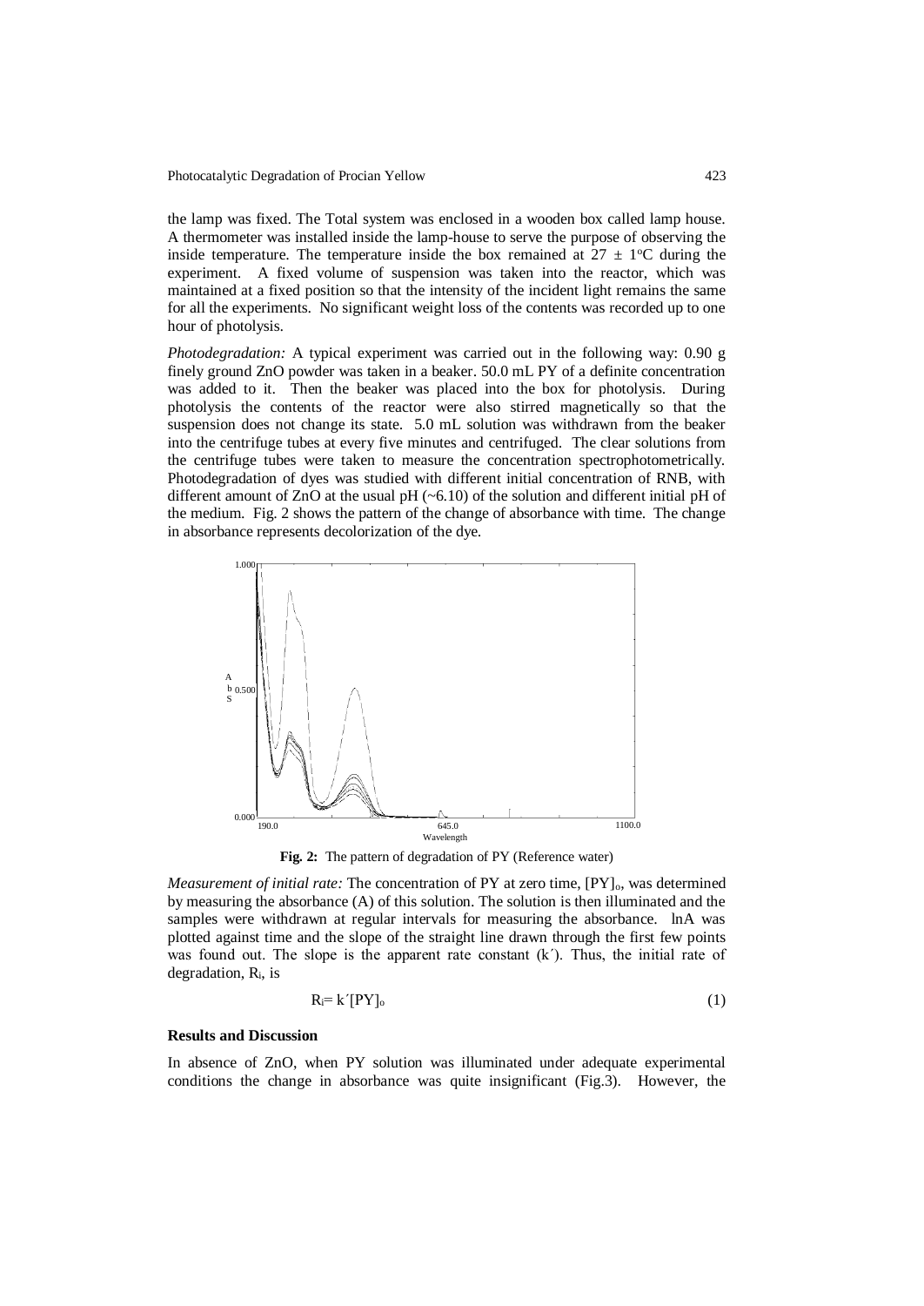the lamp was fixed. The Total system was enclosed in a wooden box called lamp house. A thermometer was installed inside the lamp-house to serve the purpose of observing the inside temperature. The temperature inside the box remained at $27 \pm 1^oC$ during the experiment. A fixed volume of suspension was taken into the reactor, which was maintained at a fixed position so that the intensity of the incident light remains the same for all the experiments. No significant weight loss of the contents was recorded up to one hour of photolysis.

*Photodegradation:* A typical experiment was carried out in the following way: 0.90 g finely ground ZnO powder was taken in a beaker. 50.0 mL PY of a definite concentration was added to it. Then the beaker was placed into the box for photolysis. During photolysis the contents of the reactor were also stirred magnetically so that the suspension does not change its state. 5.0 mL solution was withdrawn from the beaker into the centrifuge tubes at every five minutes and centrifuged. The clear solutions from the centrifuge tubes were taken to measure the concentration spectrophotometrically. Photodegradation of dyes was studied with different initial concentration of RNB, with different amount of ZnO at the usual pH (~6.10) of the solution and different initial pH of the medium. Fig. 2 shows the pattern of the change of absorbance with time. The change in absorbance represents decolorization of the dye.

1.000

Abs 0.500

0.000

190.0

645.0

1100.0

Wavelength

**Fig. 2:** The pattern of degradation of PY (Reference water)

*Measurement of initial rate:* The concentration of PY at zero time, $[PY]_o$, was determined by measuring the absorbance (A) of this solution. The solution is then illuminated and the samples were withdrawn at regular intervals for measuring the absorbance. lnA was plotted against time and the slope of the straight line drawn through the first few points was found out. The slope is the apparent rate constant (k´). Thus, the initial rate of degradation, $R_i$, is

$$R_i = k'[PY]_o \tag{1}$$

### Results and Discussion

In absence of ZnO, when PY solution was illuminated under adequate experimental conditions the change in absorbance was quite insignificant (Fig.3). However, the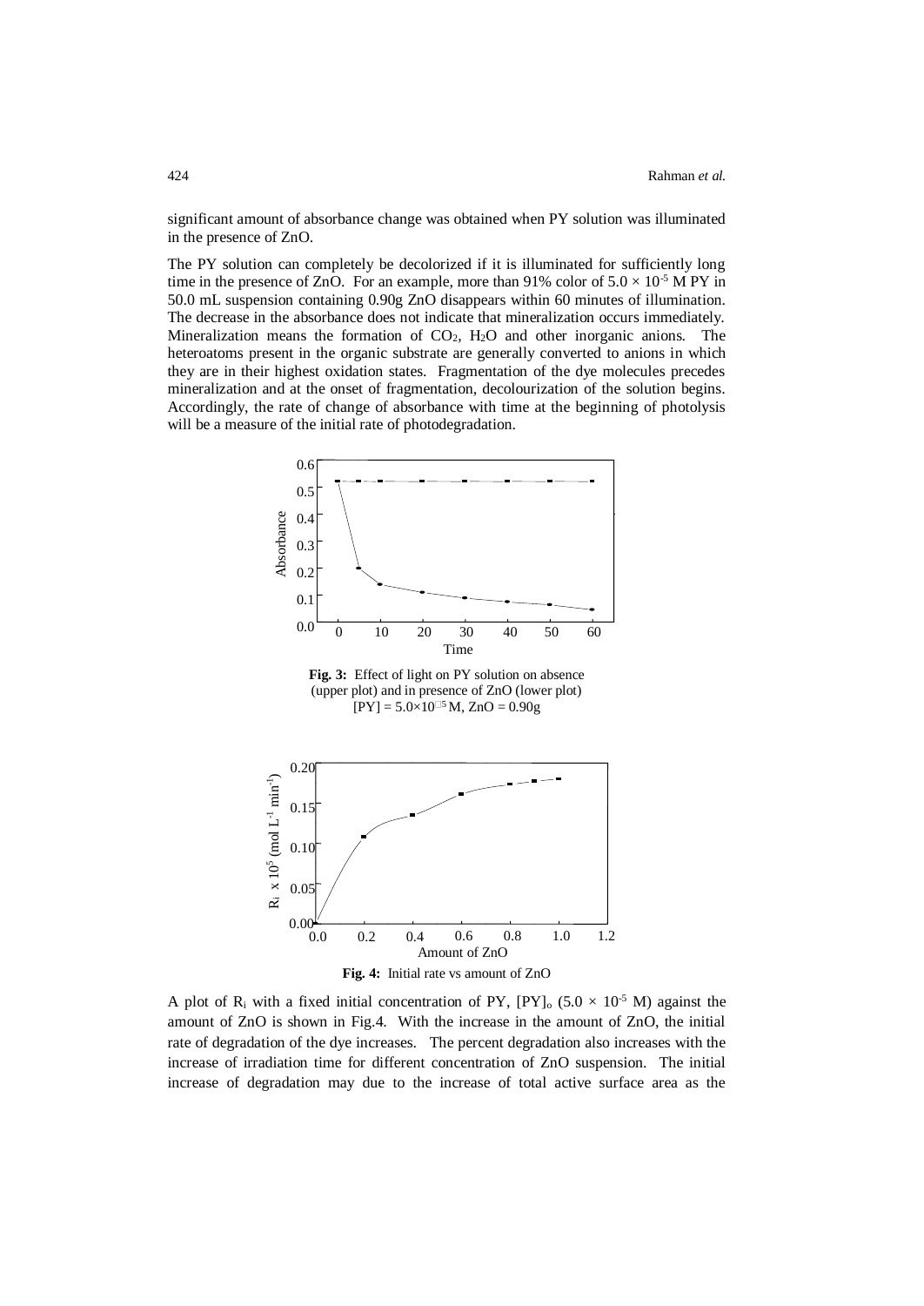significant amount of absorbance change was obtained when PY solution was illuminated in the presence of ZnO.

The PY solution can completely be decolorized if it is illuminated for sufficiently long time in the presence of ZnO. For an example, more than 91% color of $5.0 \times 10^{-5}$ M PY in 50.0 mL suspension containing 0.90g ZnO disappears within 60 minutes of illumination. The decrease in the absorbance does not indicate that mineralization occurs immediately. Mineralization means the formation of $CO_2$, $H_2O$ and other inorganic anions. The heteroatoms present in the organic substrate are generally converted to anions in which they are in their highest oxidation states. Fragmentation of the dye molecules precedes mineralization and at the onset of fragmentation, decolourization of the solution begins. Accordingly, the rate of change of absorbance with time at the beginning of photolysis will be a measure of the initial rate of photodegradation.

Absorbance
0.6
0.5
0.4
0.3
0.2
0.1
0.0
0 10 20 30 40 50 60
Time

**Fig. 3:** Effect of light on PY solution on absence (upper plot) and in presence of ZnO (lower plot) $[PY] = 5.0\times10^{-5}$ M, ZnO = 0.90g

$R_i \times 10^5$ (mol L$^{-1}$ min$^{-1}$)
0.20
0.15
0.10
0.05
0.00
0.0 0.2 0.4 0.6 0.8 1.0 1.2
Amount of ZnO

**Fig. 4:** Initial rate vs amount of ZnO

A plot of $R_i$ with a fixed initial concentration of PY, $[PY]_o$ ($5.0 \times 10^{-5}$ M) against the amount of ZnO is shown in Fig.4. With the increase in the amount of ZnO, the initial rate of degradation of the dye increases. The percent degradation also increases with the increase of irradiation time for different concentration of ZnO suspension. The initial increase of degradation may due to the increase of total active surface area as the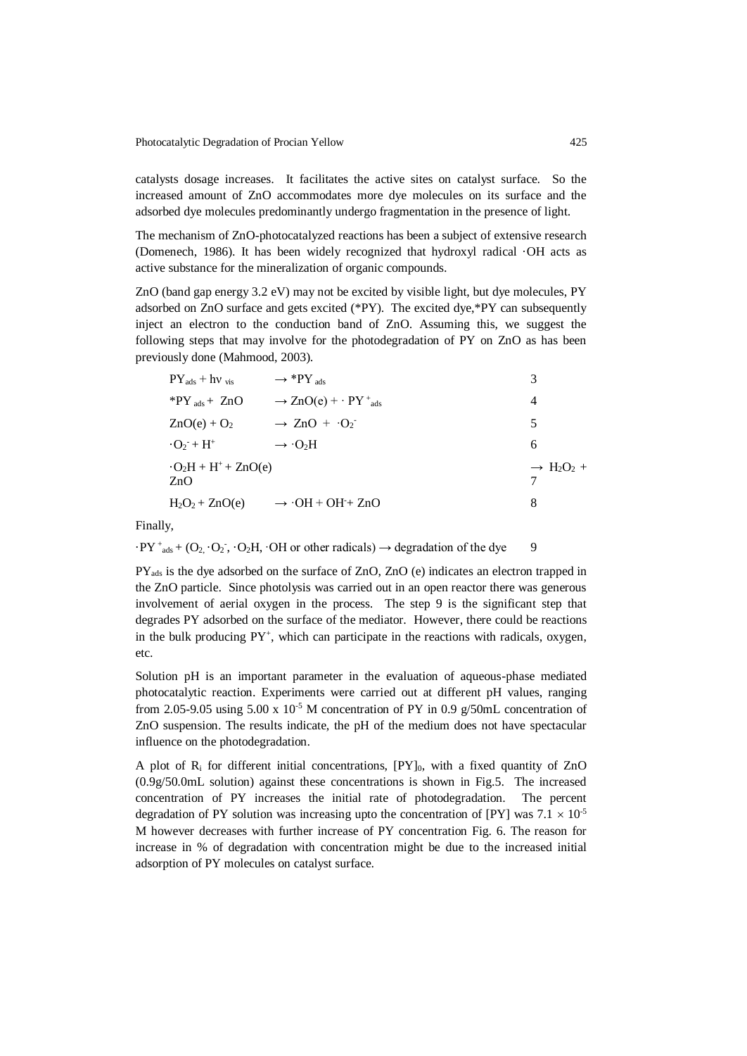catalysts dosage increases. It facilitates the active sites on catalyst surface. So the increased amount of ZnO accommodates more dye molecules on its surface and the adsorbed dye molecules predominantly undergo fragmentation in the presence of light.

The mechanism of ZnO-photocatalyzed reactions has been a subject of extensive research (Domenech, 1986). It has been widely recognized that hydroxyl radical ·OH acts as active substance for the mineralization of organic compounds.

ZnO (band gap energy 3.2 eV) may not be excited by visible light, but dye molecules, PY adsorbed on ZnO surface and gets excited (*PY). The excited dye,*PY can subsequently inject an electron to the conduction band of ZnO. Assuming this, we suggest the following steps that may involve for the photodegradation of PY on ZnO as has been previously done (Mahmood, 2003).

$$PY_{ads} + h\nu_{vis} \rightarrow {}^{*}PY_{ads} \qquad (3)$$

$$^{*}PY_{ads} + ZnO \rightarrow ZnO(e) + \cdot PY^{+}_{ads} \qquad (4)$$

$$ZnO(e) + O_2 \rightarrow ZnO + \cdot O_2^{-} \qquad (5)$$

$$\cdot O_2^{-} + H^{+} \rightarrow \cdot O_2H \qquad (6)$$

$$\cdot O_2H + H^{+} + ZnO(e) \rightarrow H_2O_2 + ZnO \qquad (7)$$

$$H_2O_2 + ZnO(e) \rightarrow \cdot OH + OH^{-} + ZnO \qquad (8)$$

Finally,

$$\cdot PY^{+}_{ads} + (O_2, \cdot O_2^{-}, \cdot O_2H, \cdot OH \text{ or other radicals}) \rightarrow \text{degradation of the dye} \qquad (9)$$

$PY_{ads}$ is the dye adsorbed on the surface of ZnO, ZnO (e) indicates an electron trapped in the ZnO particle. Since photolysis was carried out in an open reactor there was generous involvement of aerial oxygen in the process. The step 9 is the significant step that degrades PY adsorbed on the surface of the mediator. However, there could be reactions in the bulk producing $PY^{+}$, which can participate in the reactions with radicals, oxygen, etc.

Solution pH is an important parameter in the evaluation of aqueous-phase mediated photocatalytic reaction. Experiments were carried out at different pH values, ranging from 2.05-9.05 using $5.00 \times 10^{-5}$ M concentration of PY in 0.9 g/50mL concentration of ZnO suspension. The results indicate, the pH of the medium does not have spectacular influence on the photodegradation.

A plot of $R_i$ for different initial concentrations, $[PY]_0$, with a fixed quantity of ZnO (0.9g/50.0mL solution) against these concentrations is shown in Fig.5. The increased concentration of PY increases the initial rate of photodegradation. The percent degradation of PY solution was increasing upto the concentration of [PY] was $7.1 \times 10^{-5}$ M however decreases with further increase of PY concentration Fig. 6. The reason for increase in % of degradation with concentration might be due to the increased initial adsorption of PY molecules on catalyst surface.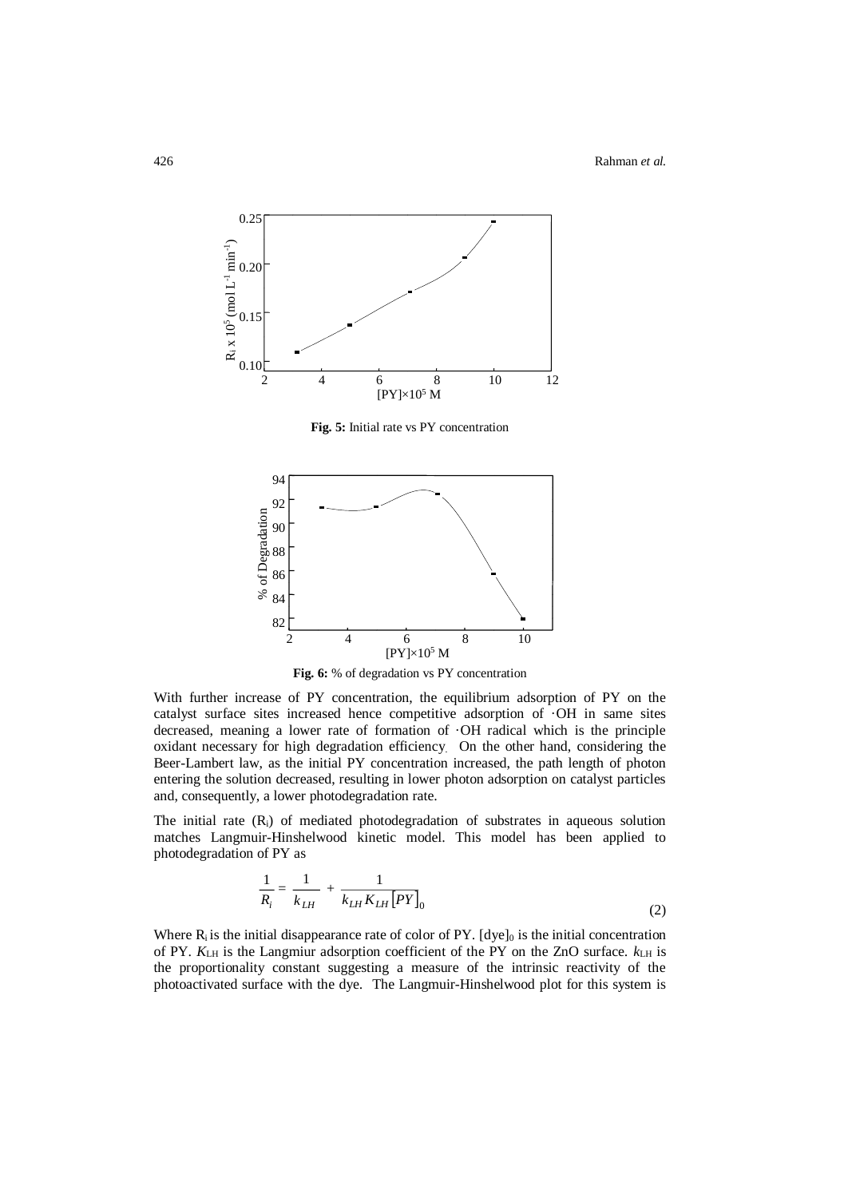$R_i \times 10^5$ (mol L$^{-1}$ min$^{-1}$)

0.25
0.20
0.15
0.10

2 4 6 8 10 12

[PY]×10$^5$ M

**Fig. 5:** Initial rate vs PY concentration

% of Degradation

94
92
90
88
86
84
82

2 4 6 8 10

[PY]×10$^5$ M

**Fig. 6:** % of degradation vs PY concentration

With further increase of PY concentration, the equilibrium adsorption of PY on the catalyst surface sites increased hence competitive adsorption of ·OH in same sites decreased, meaning a lower rate of formation of ·OH radical which is the principle oxidant necessary for high degradation efficiency. On the other hand, considering the Beer-Lambert law, as the initial PY concentration increased, the path length of photon entering the solution decreased, resulting in lower photon adsorption on catalyst particles and, consequently, a lower photodegradation rate.

The initial rate ($R_i$) of mediated photodegradation of substrates in aqueous solution matches Langmuir-Hinshelwood kinetic model. This model has been applied to photodegradation of PY as

$$\frac{1}{R_i} = \frac{1}{k_{LH}} + \frac{1}{k_{LH} K_{LH} [PY]_0} \tag{2}$$

Where $R_i$ is the initial disappearance rate of color of PY. $[dye]_0$ is the initial concentration of PY. $K_{LH}$ is the Langmiur adsorption coefficient of the PY on the ZnO surface. $k_{LH}$ is the proportionality constant suggesting a measure of the intrinsic reactivity of the photoactivated surface with the dye. The Langmuir-Hinshelwood plot for this system is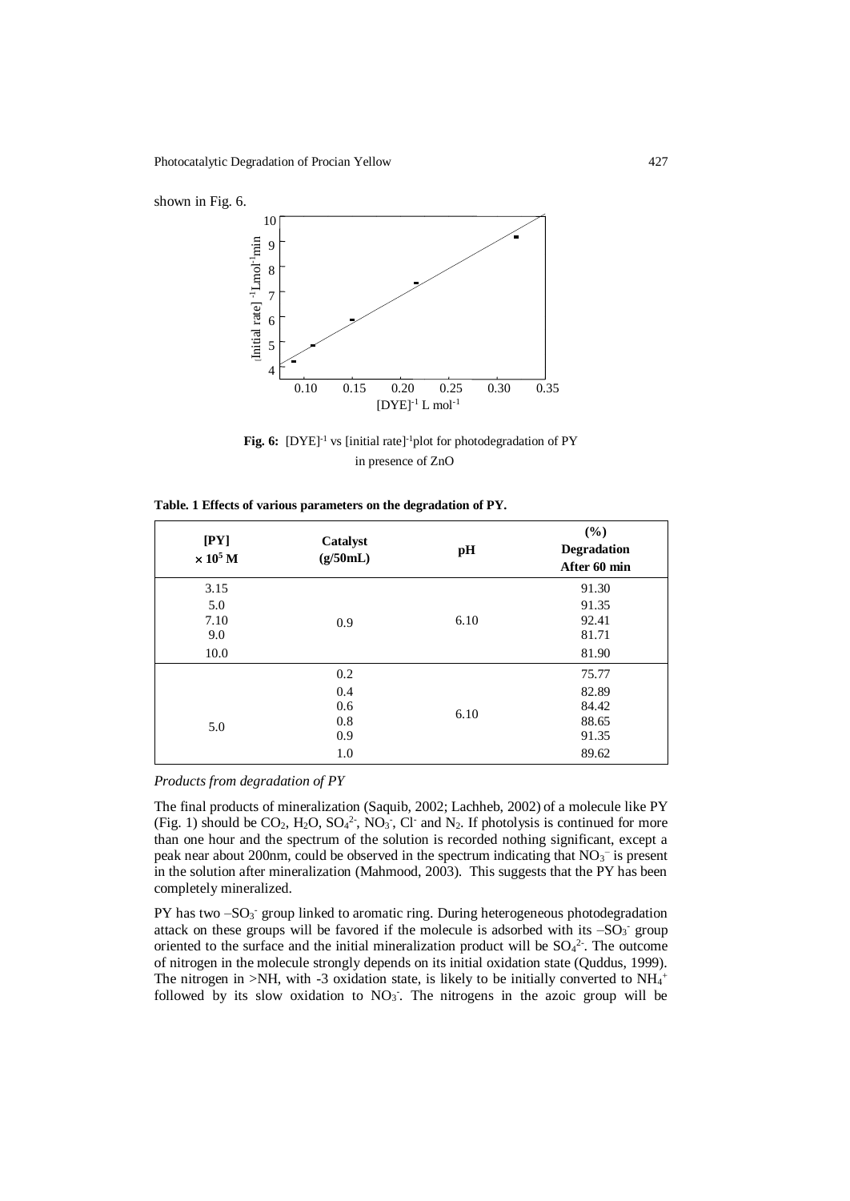shown in Fig. 6.

10
9
8
7
6
5
4
[Initial rate] $^{-1}$ Lmol $^{-1}$ min
0.10 0.15 0.20 0.25 0.30 0.35
$[DYE]^{-1}$ L mol $^{-1}$

**Fig. 6:** $[DYE]^{-1}$ vs [initial rate] $^{-1}$ plot for photodegradation of PY in presence of ZnO

**Table. 1 Effects of various parameters on the degradation of PY.**

| [PY] $\times 10^5$ M | Catalyst (g/50mL) | pH | (%) Degradation After 60 min |
|---|---|---|---|
| 3.15 | 0.9 | 6.10 | 91.30 |
| 5.0 | | | 91.35 |
| 7.10 | | | 92.41 |
| 9.0 | | | 81.71 |
| 10.0 | | | 81.90 |
| 5.0 | 0.2 | 6.10 | 75.77 |
| | 0.4 | | 82.89 |
| | 0.6 | | 84.42 |
| | 0.8 | | 88.65 |
| | 0.9 | | 91.35 |
| | 1.0 | | 89.62 |

*Products from degradation of PY*

The final products of mineralization (Saquib, 2002; Lachheb, 2002) of a molecule like PY (Fig. 1) should be $CO_2$, $H_2O$, $SO_4^{2-}$, $NO_3^-$, $Cl^-$ and $N_2$. If photolysis is continued for more than one hour and the spectrum of the solution is recorded nothing significant, except a peak near about 200nm, could be observed in the spectrum indicating that $NO_3^-$ is present in the solution after mineralization (Mahmood, 2003). This suggests that the PY has been completely mineralized.

PY has two $-SO_3^-$ group linked to aromatic ring. During heterogeneous photodegradation attack on these groups will be favored if the molecule is adsorbed with its $-SO_3^-$ group oriented to the surface and the initial mineralization product will be $SO_4^{2-}$. The outcome of nitrogen in the molecule strongly depends on its initial oxidation state (Quddus, 1999). The nitrogen in >NH, with -3 oxidation state, is likely to be initially converted to $NH_4^+$ followed by its slow oxidation to $NO_3^-$. The nitrogens in the azoic group will be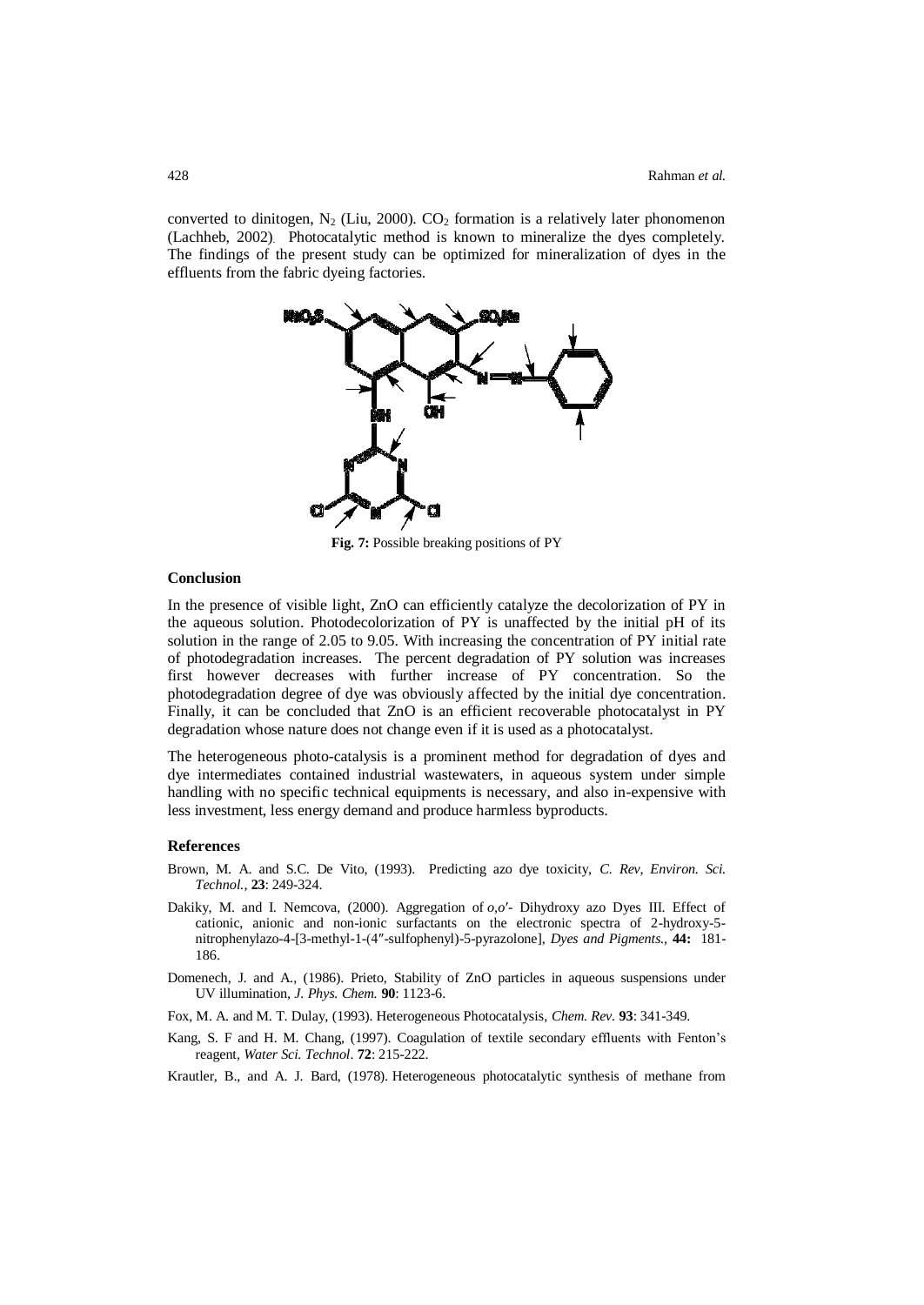converted to dinitogen, $N_2$ (Liu, 2000). $CO_2$ formation is a relatively later phonomenon (Lachheb, 2002). Photocatalytic method is known to mineralize the dyes completely. The findings of the present study can be optimized for mineralization of dyes in the effluents from the fabric dyeing factories.

**Fig. 7:** Possible breaking positions of PY

## Conclusion

In the presence of visible light, ZnO can efficiently catalyze the decolorization of PY in the aqueous solution. Photodecolorization of PY is unaffected by the initial pH of its solution in the range of 2.05 to 9.05. With increasing the concentration of PY initial rate of photodegradation increases. The percent degradation of PY solution was increases first however decreases with further increase of PY concentration. So the photodegradation degree of dye was obviously affected by the initial dye concentration. Finally, it can be concluded that ZnO is an efficient recoverable photocatalyst in PY degradation whose nature does not change even if it is used as a photocatalyst.

The heterogeneous photo-catalysis is a prominent method for degradation of dyes and dye intermediates contained industrial wastewaters, in aqueous system under simple handling with no specific technical equipments is necessary, and also in-expensive with less investment, less energy demand and produce harmless byproducts.

## References

Brown, M. A. and S.C. De Vito, (1993). Predicting azo dye toxicity, *C. Rev, Environ. Sci. Technol.*, **23**: 249-324.

Dakiky, M. and I. Nemcova, (2000). Aggregation of *o,o′*- Dihydroxy azo Dyes III. Effect of cationic, anionic and non-ionic surfactants on the electronic spectra of 2-hydroxy-5-nitrophenylazo-4-[3-methyl-1-(4″-sulfophenyl)-5-pyrazolone], *Dyes and Pigments.*, **44:** 181-186.

Domenech, J. and A., (1986). Prieto, Stability of ZnO particles in aqueous suspensions under UV illumination, *J. Phys. Chem.* **90**: 1123-6.

Fox, M. A. and M. T. Dulay, (1993). Heterogeneous Photocatalysis, *Chem. Rev*. **93**: 341-349.

Kang, S. F and H. M. Chang, (1997). Coagulation of textile secondary effluents with Fenton's reagent, *Water Sci. Technol*. **72**: 215-222.

Krautler, B., and A. J. Bard, (1978). Heterogeneous photocatalytic synthesis of methane from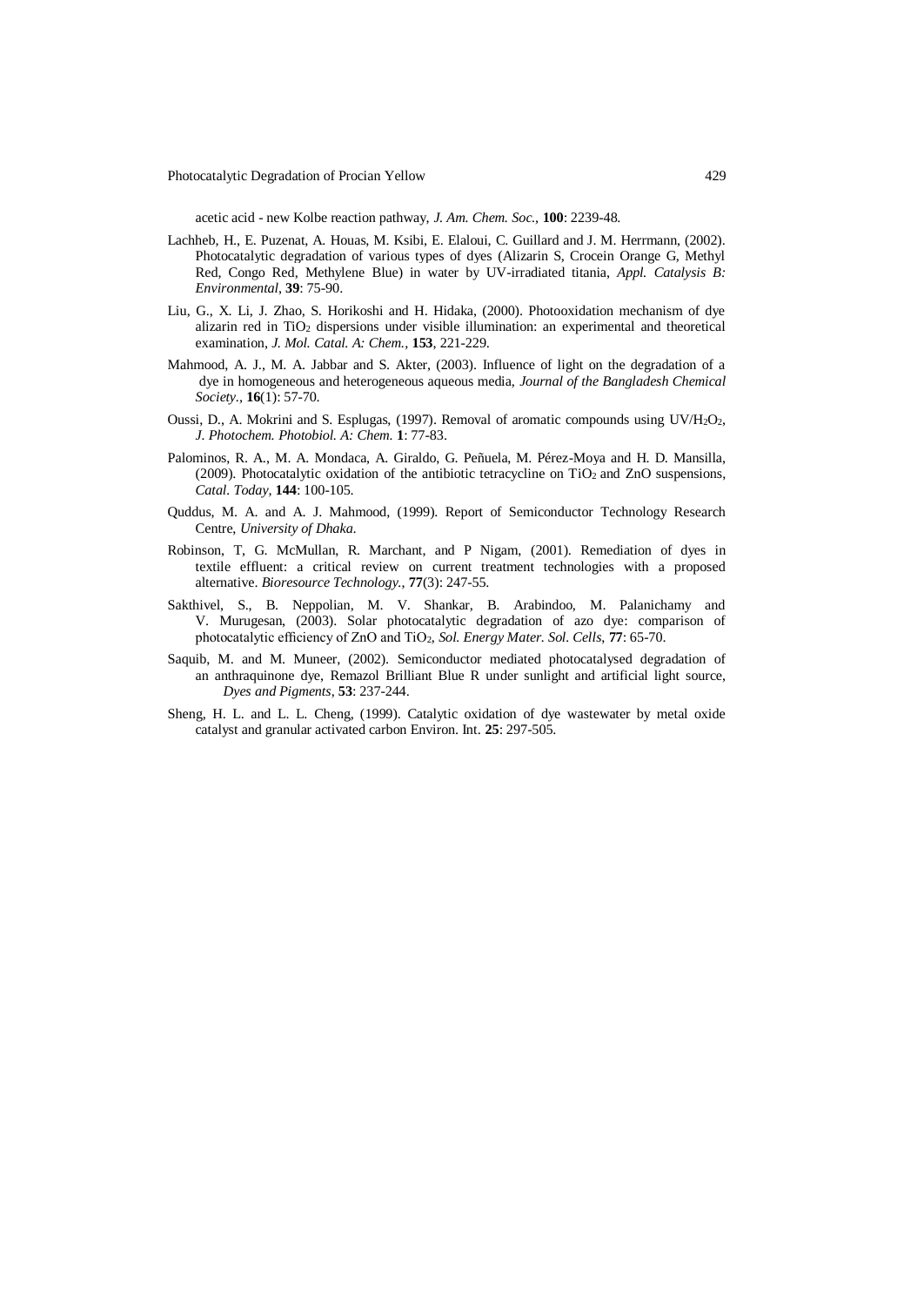acetic acid - new Kolbe reaction pathway, *J. Am. Chem. Soc.*, **100**: 2239-48.

Lachheb, H., E. Puzenat, A. Houas, M. Ksibi, E. Elaloui, C. Guillard and J. M. Herrmann, (2002). Photocatalytic degradation of various types of dyes (Alizarin S, Crocein Orange G, Methyl Red, Congo Red, Methylene Blue) in water by UV-irradiated titania, *Appl. Catalysis B: Environmental*, **39**: 75-90.

Liu, G., X. Li, J. Zhao, S. Horikoshi and H. Hidaka, (2000). Photooxidation mechanism of dye alizarin red in $TiO_2$ dispersions under visible illumination: an experimental and theoretical examination, *J. Mol. Catal. A: Chem.*, **153**, 221-229.

Mahmood, A. J., M. A. Jabbar and S. Akter, (2003). Influence of light on the degradation of a dye in homogeneous and heterogeneous aqueous media, *Journal of the Bangladesh Chemical Society.*, **16**(1): 57-70.

Oussi, D., A. Mokrini and S. Esplugas, (1997). Removal of aromatic compounds using UV/$H_2O_2$, *J. Photochem. Photobiol. A: Chem.* **1**: 77-83.

Palominos, R. A., M. A. Mondaca, A. Giraldo, G. Peñuela, M. Pérez-Moya and H. D. Mansilla, (2009). Photocatalytic oxidation of the antibiotic tetracycline on $TiO_2$ and ZnO suspensions, *Catal. Today*, **144**: 100-105.

Quddus, M. A. and A. J. Mahmood, (1999). Report of Semiconductor Technology Research Centre, *University of Dhaka.*

Robinson, T, G. McMullan, R. Marchant, and P Nigam, (2001). Remediation of dyes in textile effluent: a critical review on current treatment technologies with a proposed alternative. *Bioresource Technology.*, **77**(3): 247-55.

Sakthivel, S., B. Neppolian, M. V. Shankar, B. Arabindoo, M. Palanichamy and V. Murugesan, (2003). Solar photocatalytic degradation of azo dye: comparison of photocatalytic efficiency of ZnO and $TiO_2$, *Sol. Energy Mater. Sol. Cells*, **77**: 65-70.

Saquib, M. and M. Muneer, (2002). Semiconductor mediated photocatalysed degradation of an anthraquinone dye, Remazol Brilliant Blue R under sunlight and artificial light source, *Dyes and Pigments*, **53**: 237-244.

Sheng, H. L. and L. L. Cheng, (1999). Catalytic oxidation of dye wastewater by metal oxide catalyst and granular activated carbon Environ. Int. **25**: 297-505.